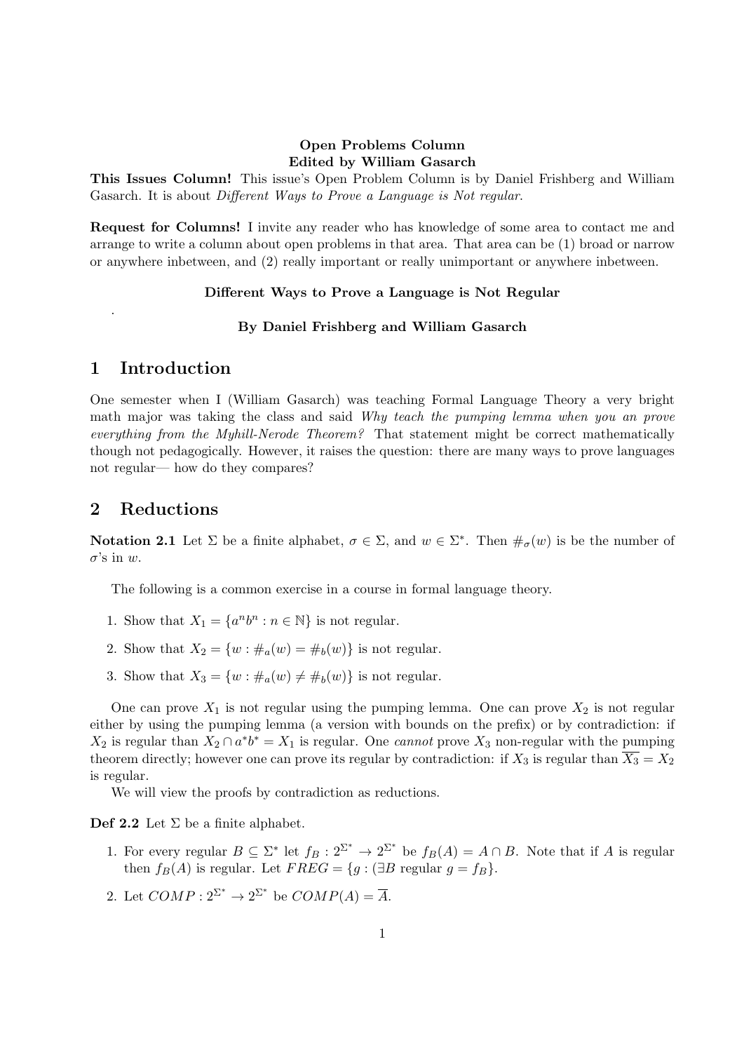**Open Problems Column**
**Edited by William Gasarch**

**This Issues Column!** This issue's Open Problem Column is by Daniel Frishberg and William Gasarch. It is about *Different Ways to Prove a Language is Not regular*.

**Request for Columns!** I invite any reader who has knowledge of some area to contact me and arrange to write a column about open problems in that area. That area can be (1) broad or narrow or anywhere inbetween, and (2) really important or really unimportant or anywhere inbetween.

**Different Ways to Prove a Language is Not Regular**

.

**By Daniel Frishberg and William Gasarch**

# 1 Introduction

One semester when I (William Gasarch) was teaching Formal Language Theory a very bright math major was taking the class and said *Why teach the pumping lemma when you an prove everything from the Myhill-Nerode Theorem?* That statement might be correct mathematically though not pedagogically. However, it raises the question: there are many ways to prove languages not regular— how do they compares?

# 2 Reductions

**Notation 2.1** Let $\Sigma$ be a finite alphabet, $\sigma \in \Sigma$, and $w \in \Sigma^*$. Then $\#_\sigma(w)$ is be the number of $\sigma$'s in $w$.

The following is a common exercise in a course in formal language theory.

1. Show that $X_1 = \{a^n b^n : n \in \mathbb{N}\}$ is not regular.
2. Show that $X_2 = \{w : \#_a(w) = \#_b(w)\}$ is not regular.
3. Show that $X_3 = \{w : \#_a(w) \neq \#_b(w)\}$ is not regular.

One can prove $X_1$ is not regular using the pumping lemma. One can prove $X_2$ is not regular either by using the pumping lemma (a version with bounds on the prefix) or by contradiction: if $X_2$ is regular than $X_2 \cap a^*b^* = X_1$ is regular. One *cannot* prove $X_3$ non-regular with the pumping theorem directly; however one can prove its regular by contradiction: if $X_3$ is regular than $\overline{X_3} = X_2$ is regular.

We will view the proofs by contradiction as reductions.

**Def 2.2** Let $\Sigma$ be a finite alphabet.

1. For every regular $B \subseteq \Sigma^*$ let $f_B : 2^{\Sigma^*} \rightarrow 2^{\Sigma^*}$ be $f_B(A) = A \cap B$. Note that if $A$ is regular then $f_B(A)$ is regular. Let $FREG = \{g : (\exists B \text{ regular } g = f_B\}$.
2. Let $COMP : 2^{\Sigma^*} \rightarrow 2^{\Sigma^*}$ be $COMP(A) = \overline{A}$.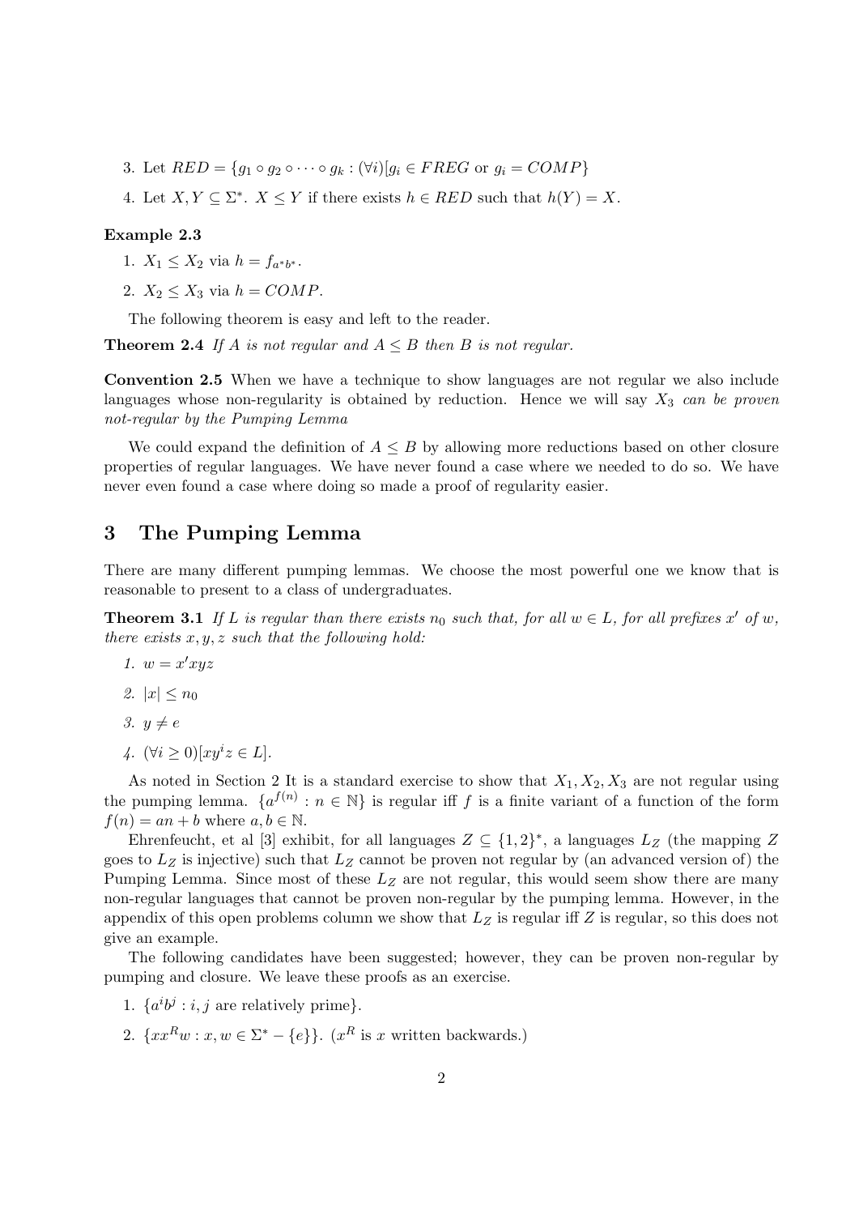3. Let $RED = \{g_1 \circ g_2 \circ \cdots \circ g_k : (\forall i)[g_i \in FREG \text{ or } g_i = COMP\}$

4. Let $X, Y \subseteq \Sigma^*$. $X \leq Y$ if there exists $h \in RED$ such that $h(Y) = X$.

**Example 2.3**

1. $X_1 \leq X_2$ via $h = f_{a^*b^*}$.

2. $X_2 \leq X_3$ via $h = COMP$.

The following theorem is easy and left to the reader.

**Theorem 2.4** *If $A$ is not regular and $A \leq B$ then $B$ is not regular.*

**Convention 2.5** When we have a technique to show languages are not regular we also include languages whose non-regularity is obtained by reduction. Hence we will say $X_3$ *can be proven not-regular by the Pumping Lemma*

We could expand the definition of $A \leq B$ by allowing more reductions based on other closure properties of regular languages. We have never found a case where we needed to do so. We have never even found a case where doing so made a proof of regularity easier.

## 3 The Pumping Lemma

There are many different pumping lemmas. We choose the most powerful one we know that is reasonable to present to a class of undergraduates.

**Theorem 3.1** *If $L$ is regular than there exists $n_0$ such that, for all $w \in L$, for all prefixes $x'$ of $w$, there exists $x, y, z$ such that the following hold:*

1. $w = x'xyz$

2. $|x| \leq n_0$

3. $y \neq e$

4. $(\forall i \geq 0)[xy^iz \in L]$.

As noted in Section 2 It is a standard exercise to show that $X_1, X_2, X_3$ are not regular using the pumping lemma. $\{a^{f(n)} : n \in \mathbb{N}\}$ is regular iff $f$ is a finite variant of a function of the form $f(n) = an + b$ where $a, b \in \mathbb{N}$.

Ehrenfeucht, et al [3] exhibit, for all languages $Z \subseteq \{1, 2\}^*$, a languages $L_Z$ (the mapping $Z$ goes to $L_Z$ is injective) such that $L_Z$ cannot be proven not regular by (an advanced version of) the Pumping Lemma. Since most of these $L_Z$ are not regular, this would seem show there are many non-regular languages that cannot be proven non-regular by the pumping lemma. However, in the appendix of this open problems column we show that $L_Z$ is regular iff $Z$ is regular, so this does not give an example.

The following candidates have been suggested; however, they can be proven non-regular by pumping and closure. We leave these proofs as an exercise.

1. $\{a^ib^j : i, j \text{ are relatively prime}\}$.

2. $\{xx^Rw : x, w \in \Sigma^* - \{e\}\}$. ($x^R$ is $x$ written backwards.)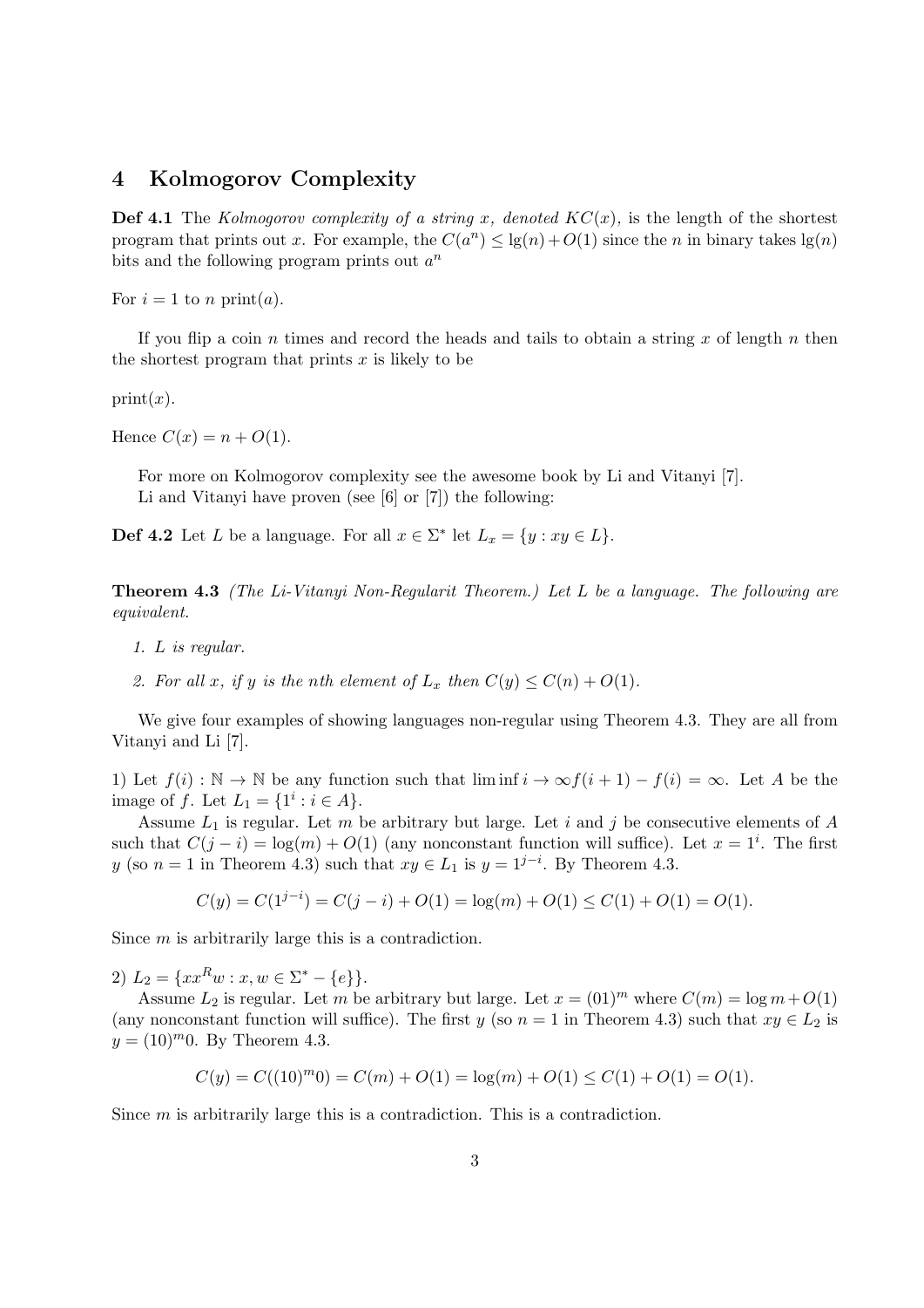## 4 Kolmogorov Complexity

**Def 4.1** The *Kolmogorov complexity of a string $x$, denoted $KC(x)$,* is the length of the shortest program that prints out $x$. For example, the $C(a^n) \le \lg(n) + O(1)$ since the $n$ in binary takes $\lg(n)$ bits and the following program prints out $a^n$

For $i = 1$ to $n$ print($a$).

If you flip a coin $n$ times and record the heads and tails to obtain a string $x$ of length $n$ then the shortest program that prints $x$ is likely to be

print($x$).

Hence $C(x) = n + O(1)$.

For more on Kolmogorov complexity see the awesome book by Li and Vitanyi [7].
Li and Vitanyi have proven (see [6] or [7]) the following:

**Def 4.2** Let $L$ be a language. For all $x \in \Sigma^*$ let $L_x = \{y : xy \in L\}$.

**Theorem 4.3** *(The Li-Vitanyi Non-Regularit Theorem.) Let $L$ be a language. The following are equivalent.*

1. *$L$ is regular.*
2. *For all $x$, if $y$ is the nth element of $L_x$ then $C(y) \le C(n) + O(1)$.*

We give four examples of showing languages non-regular using Theorem 4.3. They are all from Vitanyi and Li [7].

1) Let $f(i) : \mathbb{N} \to \mathbb{N}$ be any function such that $\liminf i \to \infty f(i+1) - f(i) = \infty$. Let $A$ be the image of $f$. Let $L_1 = \{1^i : i \in A\}$.

Assume $L_1$ is regular. Let $m$ be arbitrary but large. Let $i$ and $j$ be consecutive elements of $A$ such that $C(j - i) = \log(m) + O(1)$ (any nonconstant function will suffice). Let $x = 1^i$. The first $y$ (so $n = 1$ in Theorem 4.3) such that $xy \in L_1$ is $y = 1^{j-i}$. By Theorem 4.3.

$$C(y) = C(1^{j-i}) = C(j - i) + O(1) = \log(m) + O(1) \le C(1) + O(1) = O(1).$$

Since $m$ is arbitrarily large this is a contradiction.

2) $L_2 = \{xx^R w : x, w \in \Sigma^* - \{e\}\}$.

Assume $L_2$ is regular. Let $m$ be arbitrary but large. Let $x = (01)^m$ where $C(m) = \log m + O(1)$ (any nonconstant function will suffice). The first $y$ (so $n = 1$ in Theorem 4.3) such that $xy \in L_2$ is $y = (10)^m 0$. By Theorem 4.3.

$$C(y) = C((10)^m 0) = C(m) + O(1) = \log(m) + O(1) \le C(1) + O(1) = O(1).$$

Since $m$ is arbitrarily large this is a contradiction. This is a contradiction.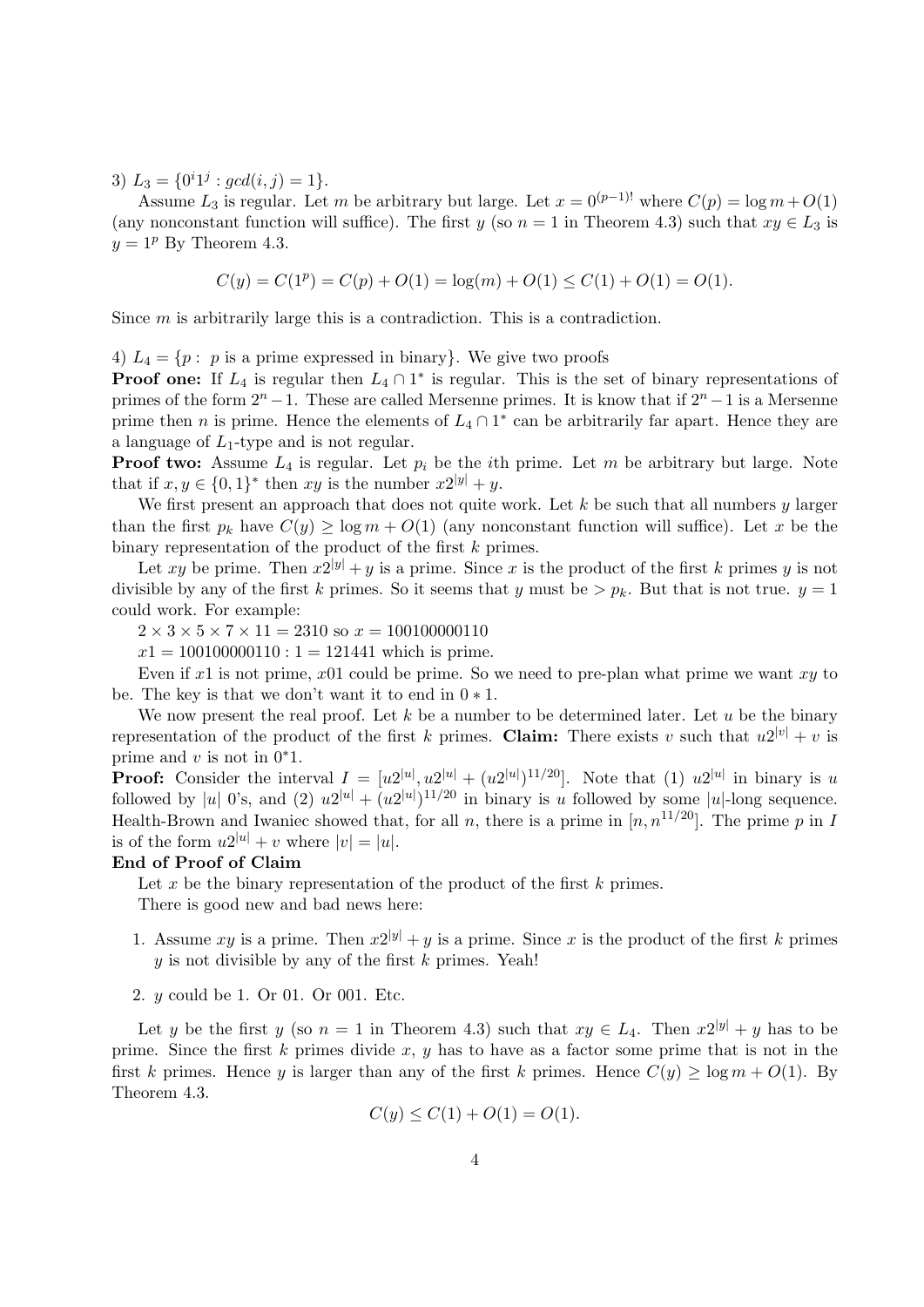3) $L_3 = \{0^i 1^j : gcd(i,j) = 1\}$.

Assume $L_3$ is regular. Let $m$ be arbitrary but large. Let $x = 0^{(p-1)!}$ where $C(p) = \log m + O(1)$ (any nonconstant function will suffice). The first $y$ (so $n = 1$ in Theorem 4.3) such that $xy \in L_3$ is $y = 1^p$ By Theorem 4.3.

$$C(y) = C(1^p) = C(p) + O(1) = \log(m) + O(1) \leq C(1) + O(1) = O(1).$$

Since $m$ is arbitrarily large this is a contradiction. This is a contradiction.

4) $L_4 = \{p : \ p \text{ is a prime expressed in binary}\}$. We give two proofs

**Proof one:** If $L_4$ is regular then $L_4 \cap 1^*$ is regular. This is the set of binary representations of primes of the form $2^n - 1$. These are called Mersenne primes. It is know that if $2^n - 1$ is a Mersenne prime then $n$ is prime. Hence the elements of $L_4 \cap 1^*$ can be arbitrarily far apart. Hence they are a language of $L_1$-type and is not regular.

**Proof two:** Assume $L_4$ is regular. Let $p_i$ be the $i$th prime. Let $m$ be arbitrary but large. Note that if $x, y \in \{0,1\}^*$ then $xy$ is the number $x2^{|y|} + y$.

We first present an approach that does not quite work. Let $k$ be such that all numbers $y$ larger than the first $p_k$ have $C(y) \geq \log m + O(1)$ (any nonconstant function will suffice). Let $x$ be the binary representation of the product of the first $k$ primes.

Let $xy$ be prime. Then $x2^{|y|} + y$ is a prime. Since $x$ is the product of the first $k$ primes $y$ is not divisible by any of the first $k$ primes. So it seems that $y$ must be $> p_k$. But that is not true. $y = 1$ could work. For example:

$2 \times 3 \times 5 \times 7 \times 11 = 2310$ so $x = 100100000110$

$x1 = 100100000110 : 1 = 121441$ which is prime.

Even if $x1$ is not prime, $x01$ could be prime. So we need to pre-plan what prime we want $xy$ to be. The key is that we don't want it to end in $0 * 1$.

We now present the real proof. Let $k$ be a number to be determined later. Let $u$ be the binary representation of the product of the first $k$ primes. **Claim:** There exists $v$ such that $u2^{|v|} + v$ is prime and $v$ is not in $0^*1$.

**Proof:** Consider the interval $I = [u2^{|u|}, u2^{|u|} + (u2^{|u|})^{11/20}]$. Note that (1) $u2^{|u|}$ in binary is $u$ followed by $|u|$ 0's, and (2) $u2^{|u|} + (u2^{|u|})^{11/20}$ in binary is $u$ followed by some $|u|$-long sequence. Health-Brown and Iwaniec showed that, for all $n$, there is a prime in $[n, n^{11/20}]$. The prime $p$ in $I$ is of the form $u2^{|u|} + v$ where $|v| = |u|$.

**End of Proof of Claim**

Let $x$ be the binary representation of the product of the first $k$ primes.

There is good new and bad news here:

1. Assume $xy$ is a prime. Then $x2^{|y|} + y$ is a prime. Since $x$ is the product of the first $k$ primes $y$ is not divisible by any of the first $k$ primes. Yeah!
2. $y$ could be 1. Or 01. Or 001. Etc.

Let $y$ be the first $y$ (so $n = 1$ in Theorem 4.3) such that $xy \in L_4$. Then $x2^{|y|} + y$ has to be prime. Since the first $k$ primes divide $x$, $y$ has to have as a factor some prime that is not in the first $k$ primes. Hence $y$ is larger than any of the first $k$ primes. Hence $C(y) \geq \log m + O(1)$. By Theorem 4.3.

$$C(y) \leq C(1) + O(1) = O(1).$$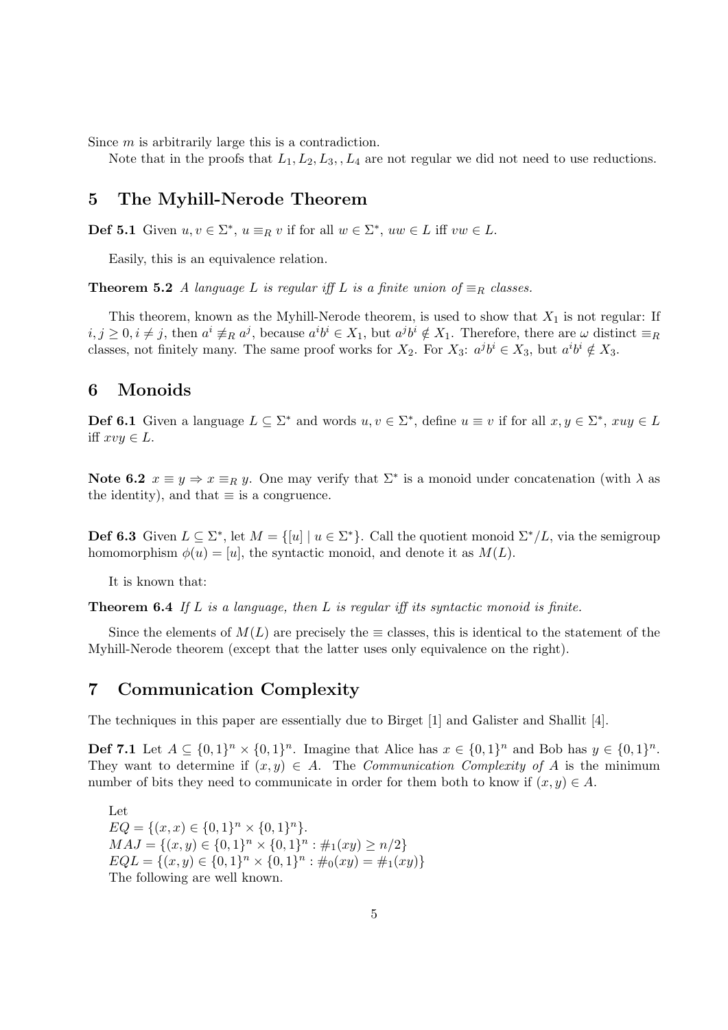Since $m$ is arbitrarily large this is a contradiction.

Note that in the proofs that $L_1, L_2, L_3, , L_4$ are not regular we did not need to use reductions.

## 5 The Myhill-Nerode Theorem

**Def 5.1** Given $u, v \in \Sigma^*$, $u \equiv_R v$ if for all $w \in \Sigma^*$, $uw \in L$ iff $vw \in L$.

Easily, this is an equivalence relation.

**Theorem 5.2** *A language $L$ is regular iff $L$ is a finite union of $\equiv_R$ classes.*

This theorem, known as the Myhill-Nerode theorem, is used to show that $X_1$ is not regular: If $i, j \geq 0, i \neq j$, then $a^i \not\equiv_R a^j$, because $a^i b^i \in X_1$, but $a^j b^i \notin X_1$. Therefore, there are $\omega$ distinct $\equiv_R$ classes, not finitely many. The same proof works for $X_2$. For $X_3$: $a^j b^i \in X_3$, but $a^i b^i \notin X_3$.

## 6 Monoids

**Def 6.1** Given a language $L \subseteq \Sigma^*$ and words $u, v \in \Sigma^*$, define $u \equiv v$ if for all $x, y \in \Sigma^*$, $xuy \in L$ iff $xvy \in L$.

**Note 6.2** $x \equiv y \Rightarrow x \equiv_R y$. One may verify that $\Sigma^*$ is a monoid under concatenation (with $\lambda$ as the identity), and that $\equiv$ is a congruence.

**Def 6.3** Given $L \subseteq \Sigma^*$, let $M = \{[u] \mid u \in \Sigma^*\}$. Call the quotient monoid $\Sigma^*/L$, via the semigroup homomorphism $\phi(u) = [u]$, the syntactic monoid, and denote it as $M(L)$.

It is known that:

**Theorem 6.4** *If $L$ is a language, then $L$ is regular iff its syntactic monoid is finite.*

Since the elements of $M(L)$ are precisely the $\equiv$ classes, this is identical to the statement of the Myhill-Nerode theorem (except that the latter uses only equivalence on the right).

## 7 Communication Complexity

The techniques in this paper are essentially due to Birget [1] and Galister and Shallit [4].

**Def 7.1** Let $A \subseteq \{0,1\}^n \times \{0,1\}^n$. Imagine that Alice has $x \in \{0,1\}^n$ and Bob has $y \in \{0,1\}^n$. They want to determine if $(x, y) \in A$. The *Communication Complexity of $A$* is the minimum number of bits they need to communicate in order for them both to know if $(x, y) \in A$.

Let
$EQ = \{(x, x) \in \{0,1\}^n \times \{0,1\}^n\}$.
$MAJ = \{(x, y) \in \{0,1\}^n \times \{0,1\}^n : \#_1(xy) \geq n/2\}$
$EQL = \{(x, y) \in \{0,1\}^n \times \{0,1\}^n : \#_0(xy) = \#_1(xy)\}$
The following are well known.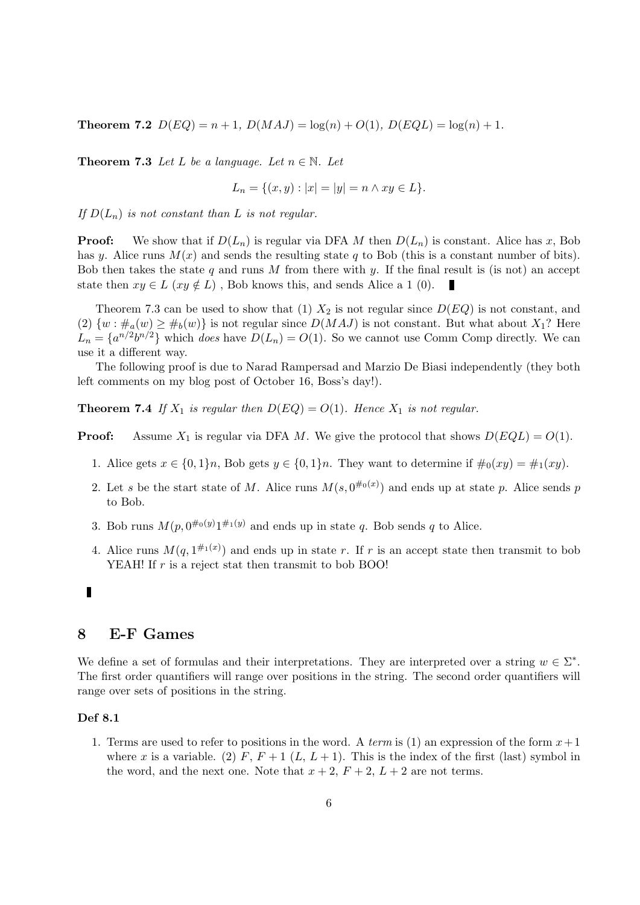**Theorem 7.2** $D(EQ) = n + 1$, $D(MAJ) = \log(n) + O(1)$, $D(EQL) = \log(n) + 1$.

**Theorem 7.3** *Let $L$ be a language. Let $n \in \mathbb{N}$. Let*

$$L_n = \{(x, y) : |x| = |y| = n \wedge xy \in L\}.$$

*If $D(L_n)$ is not constant than $L$ is not regular.*

**Proof:** We show that if $D(L_n)$ is regular via DFA $M$ then $D(L_n)$ is constant. Alice has $x$, Bob has $y$. Alice runs $M(x)$ and sends the resulting state $q$ to Bob (this is a constant number of bits). Bob then takes the state $q$ and runs $M$ from there with $y$. If the final result is (is not) an accept state then $xy \in L$ ($xy \notin L$) , Bob knows this, and sends Alice a 1 (0). ■

Theorem 7.3 can be used to show that (1) $X_2$ is not regular since $D(EQ)$ is not constant, and (2) $\{w : \#_a(w) \geq \#_b(w)\}$ is not regular since $D(MAJ)$ is not constant. But what about $X_1$? Here $L_n = \{a^{n/2}b^{n/2}\}$ which *does* have $D(L_n) = O(1)$. So we cannot use Comm Comp directly. We can use it a different way.

The following proof is due to Narad Rampersad and Marzio De Biasi independently (they both left comments on my blog post of October 16, Boss's day!).

**Theorem 7.4** *If $X_1$ is regular then $D(EQ) = O(1)$. Hence $X_1$ is not regular.*

**Proof:** Assume $X_1$ is regular via DFA $M$. We give the protocol that shows $D(EQL) = O(1)$.

1. Alice gets $x \in \{0, 1\}n$, Bob gets $y \in \{0, 1\}n$. They want to determine if $\#_0(xy) = \#_1(xy)$.
2. Let $s$ be the start state of $M$. Alice runs $M(s, 0^{\#_0(x)})$ and ends up at state $p$. Alice sends $p$ to Bob.
3. Bob runs $M(p, 0^{\#_0(y)}1^{\#_1(y)}$ and ends up in state $q$. Bob sends $q$ to Alice.
4. Alice runs $M(q, 1^{\#_1(x)})$ and ends up in state $r$. If $r$ is an accept state then transmit to bob YEAH! If $r$ is a reject stat then transmit to bob BOO!

■

## 8 E-F Games

We define a set of formulas and their interpretations. They are interpreted over a string $w \in \Sigma^*$. The first order quantifiers will range over positions in the string. The second order quantifiers will range over sets of positions in the string.

### Def 8.1

1. Terms are used to refer to positions in the word. A *term* is (1) an expression of the form $x+1$ where $x$ is a variable. (2) $F$, $F+1$ ($L$, $L+1$). This is the index of the first (last) symbol in the word, and the next one. Note that $x+2$, $F+2$, $L+2$ are not terms.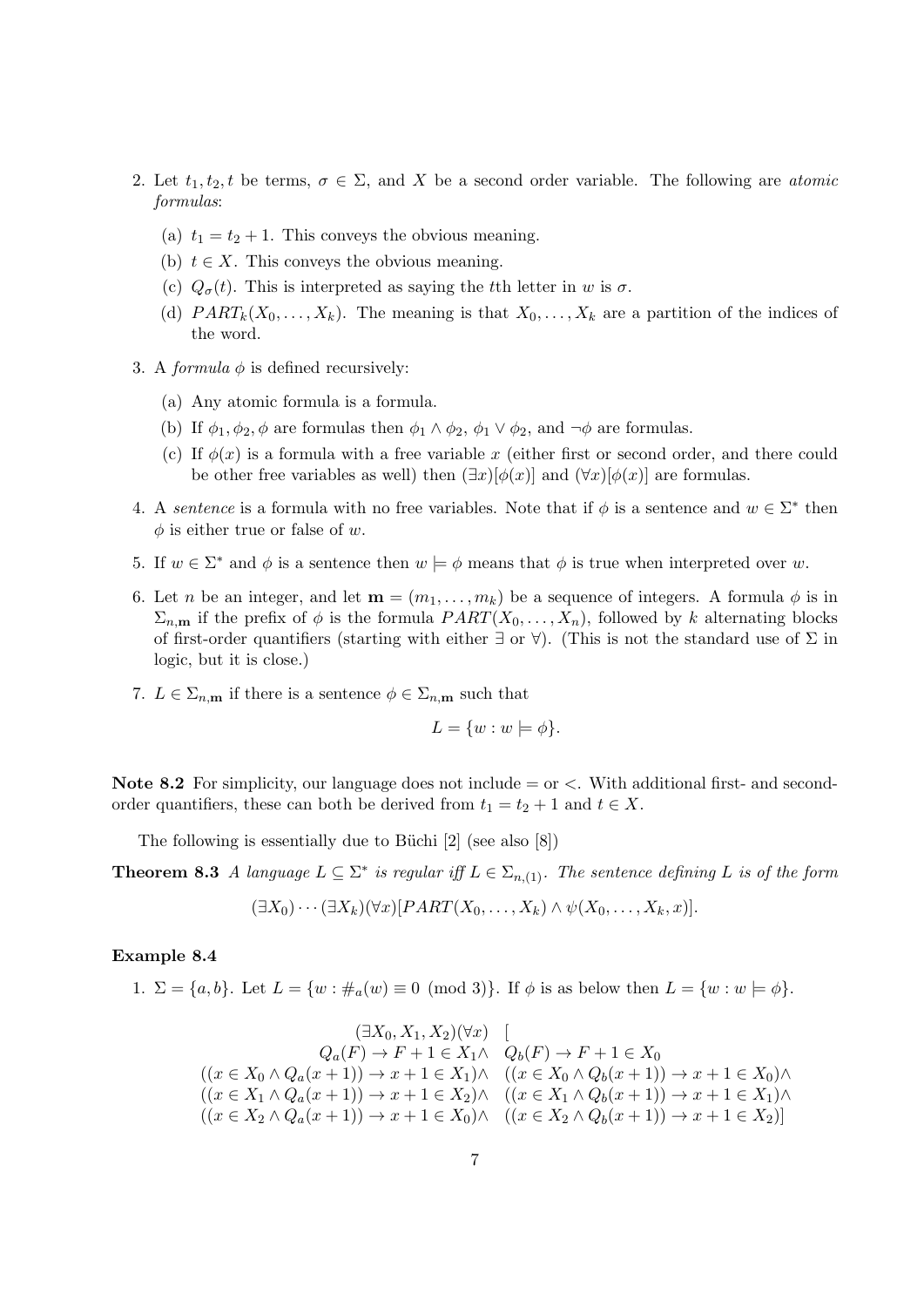2. Let $t_1, t_2, t$ be terms, $\sigma \in \Sigma$, and $X$ be a second order variable. The following are *atomic formulas*:
   (a) $t_1 = t_2 + 1$. This conveys the obvious meaning.
   (b) $t \in X$. This conveys the obvious meaning.
   (c) $Q_\sigma(t)$. This is interpreted as saying the $t$th letter in $w$ is $\sigma$.
   (d) $PART_k(X_0, \ldots, X_k)$. The meaning is that $X_0, \ldots, X_k$ are a partition of the indices of the word.

3. A *formula* $\phi$ is defined recursively:
   (a) Any atomic formula is a formula.
   (b) If $\phi_1, \phi_2, \phi$ are formulas then $\phi_1 \wedge \phi_2$, $\phi_1 \vee \phi_2$, and $\neg\phi$ are formulas.
   (c) If $\phi(x)$ is a formula with a free variable $x$ (either first or second order, and there could be other free variables as well) then $(\exists x)[\phi(x)]$ and $(\forall x)[\phi(x)]$ are formulas.

4. A *sentence* is a formula with no free variables. Note that if $\phi$ is a sentence and $w \in \Sigma^*$ then $\phi$ is either true or false of $w$.

5. If $w \in \Sigma^*$ and $\phi$ is a sentence then $w \models \phi$ means that $\phi$ is true when interpreted over $w$.

6. Let $n$ be an integer, and let $\mathbf{m} = (m_1, \ldots, m_k)$ be a sequence of integers. A formula $\phi$ is in $\Sigma_{n,\mathbf{m}}$ if the prefix of $\phi$ is the formula $PART(X_0, \ldots, X_n)$, followed by $k$ alternating blocks of first-order quantifiers (starting with either $\exists$ or $\forall$). (This is not the standard use of $\Sigma$ in logic, but it is close.)

7. $L \in \Sigma_{n,\mathbf{m}}$ if there is a sentence $\phi \in \Sigma_{n,\mathbf{m}}$ such that

$$L = \{w : w \models \phi\}.$$

**Note 8.2** For simplicity, our language does not include $=$ or $<$. With additional first- and second-order quantifiers, these can both be derived from $t_1 = t_2 + 1$ and $t \in X$.

The following is essentially due to Büchi [2] (see also [8])

**Theorem 8.3** *A language $L \subseteq \Sigma^*$ is regular iff $L \in \Sigma_{n,(1)}$. The sentence defining $L$ is of the form*

$$(\exists X_0) \cdots (\exists X_k)(\forall x)[PART(X_0, \ldots, X_k) \wedge \psi(X_0, \ldots, X_k, x)].$$

**Example 8.4**

1. $\Sigma = \{a, b\}$. Let $L = \{w : \#_a(w) \equiv 0 \pmod 3\}$. If $\phi$ is as below then $L = \{w : w \models \phi\}$.

$$\begin{array}{rl}
(\exists X_0, X_1, X_2)(\forall x) & [ \\
Q_a(F) \rightarrow F + 1 \in X_1 \wedge & Q_b(F) \rightarrow F + 1 \in X_0 \\
((x \in X_0 \wedge Q_a(x+1)) \rightarrow x + 1 \in X_1) \wedge & ((x \in X_0 \wedge Q_b(x+1)) \rightarrow x + 1 \in X_0) \wedge \\
((x \in X_1 \wedge Q_a(x+1)) \rightarrow x + 1 \in X_2) \wedge & ((x \in X_1 \wedge Q_b(x+1)) \rightarrow x + 1 \in X_1) \wedge \\
((x \in X_2 \wedge Q_a(x+1)) \rightarrow x + 1 \in X_0) \wedge & ((x \in X_2 \wedge Q_b(x+1)) \rightarrow x + 1 \in X_2)]
\end{array}$$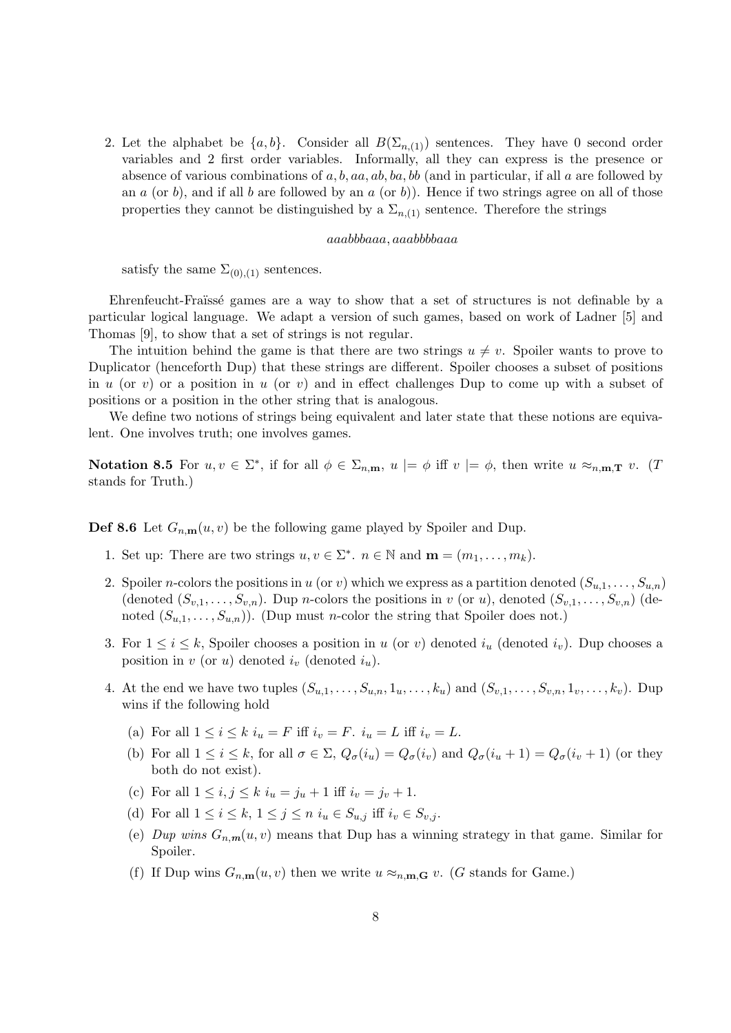2. Let the alphabet be $\{a, b\}$. Consider all $B(\Sigma_{n,(1)})$ sentences. They have 0 second order variables and 2 first order variables. Informally, all they can express is the presence or absence of various combinations of $a, b, aa, ab, ba, bb$ (and in particular, if all $a$ are followed by an $a$ (or $b$), and if all $b$ are followed by an $a$ (or $b$)). Hence if two strings agree on all of those properties they cannot be distinguished by a $\Sigma_{n,(1)}$ sentence. Therefore the strings

$$aaabbbaaa, aaabbbbaaa$$

satisfy the same $\Sigma_{(0),(1)}$ sentences.

Ehrenfeucht-Fraïssé games are a way to show that a set of structures is not definable by a particular logical language. We adapt a version of such games, based on work of Ladner [5] and Thomas [9], to show that a set of strings is not regular.

The intuition behind the game is that there are two strings $u \neq v$. Spoiler wants to prove to Duplicator (henceforth Dup) that these strings are different. Spoiler chooses a subset of positions in $u$ (or $v$) or a position in $u$ (or $v$) and in effect challenges Dup to come up with a subset of positions or a position in the other string that is analogous.

We define two notions of strings being equivalent and later state that these notions are equivalent. One involves truth; one involves games.

**Notation 8.5** For $u, v \in \Sigma^*$, if for all $\phi \in \Sigma_{n,\mathbf{m}}$, $u \models \phi$ iff $v \models \phi$, then write $u \approx_{n,\mathbf{m},\mathbf{T}} v$. ($T$ stands for Truth.)

**Def 8.6** Let $G_{n,\mathbf{m}}(u, v)$ be the following game played by Spoiler and Dup.

1. Set up: There are two strings $u, v \in \Sigma^*$. $n \in \mathbb{N}$ and $\mathbf{m} = (m_1, \ldots, m_k)$.
2. Spoiler $n$-colors the positions in $u$ (or $v$) which we express as a partition denoted $(S_{u,1}, \ldots, S_{u,n})$ (denoted $(S_{v,1}, \ldots, S_{v,n})$. Dup $n$-colors the positions in $v$ (or $u$), denoted $(S_{v,1}, \ldots, S_{v,n})$ (denoted $(S_{u,1}, \ldots, S_{u,n})$). (Dup must $n$-color the string that Spoiler does not.)
3. For $1 \le i \le k$, Spoiler chooses a position in $u$ (or $v$) denoted $i_u$ (denoted $i_v$). Dup chooses a position in $v$ (or $u$) denoted $i_v$ (denoted $i_u$).
4. At the end we have two tuples $(S_{u,1}, \ldots, S_{u,n}, 1_u, \ldots, k_u)$ and $(S_{v,1}, \ldots, S_{v,n}, 1_v, \ldots, k_v)$. Dup wins if the following hold
   (a) For all $1 \le i \le k$ $i_u = F$ iff $i_v = F$. $i_u = L$ iff $i_v = L$.
   (b) For all $1 \le i \le k$, for all $\sigma \in \Sigma$, $Q_\sigma(i_u) = Q_\sigma(i_v)$ and $Q_\sigma(i_u + 1) = Q_\sigma(i_v + 1)$ (or they both do not exist).
   (c) For all $1 \le i, j \le k$ $i_u = j_u + 1$ iff $i_v = j_v + 1$.
   (d) For all $1 \le i \le k$, $1 \le j \le n$ $i_u \in S_{u,j}$ iff $i_v \in S_{v,j}$.
   (e) *Dup wins* $G_{n,\mathbf{m}}(u, v)$ means that Dup has a winning strategy in that game. Similar for Spoiler.
   (f) If Dup wins $G_{n,\mathbf{m}}(u, v)$ then we write $u \approx_{n,\mathbf{m},\mathbf{G}} v$. ($G$ stands for Game.)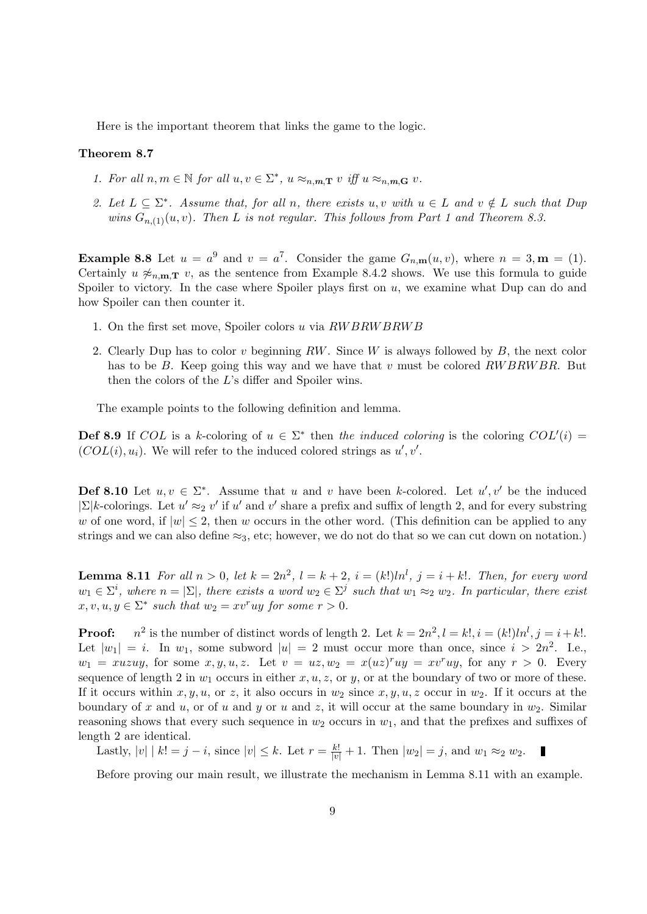Here is the important theorem that links the game to the logic.

**Theorem 8.7**

1. *For all $n, m \in \mathbb{N}$ for all $u, v \in \Sigma^*$, $u \approx_{n,\mathbf{m},\mathbf{T}} v$ iff $u \approx_{n,\mathbf{m},\mathbf{G}} v$.*
2. *Let $L \subseteq \Sigma^*$. Assume that, for all $n$, there exists $u, v$ with $u \in L$ and $v \notin L$ such that Dup wins $G_{n,(1)}(u, v)$. Then $L$ is not regular. This follows from Part 1 and Theorem 8.3.*

**Example 8.8** Let $u = a^9$ and $v = a^7$. Consider the game $G_{n,\mathbf{m}}(u, v)$, where $n = 3, \mathbf{m} = (1)$. Certainly $u \not\approx_{n,\mathbf{m},\mathbf{T}} v$, as the sentence from Example 8.4.2 shows. We use this formula to guide Spoiler to victory. In the case where Spoiler plays first on $u$, we examine what Dup can do and how Spoiler can then counter it.

1. On the first set move, Spoiler colors $u$ via $RWBRWBRWB$
2. Clearly Dup has to color $v$ beginning $RW$. Since $W$ is always followed by $B$, the next color has to be $B$. Keep going this way and we have that $v$ must be colored $RWBRWBR$. But then the colors of the $L$'s differ and Spoiler wins.

The example points to the following definition and lemma.

**Def 8.9** If $COL$ is a $k$-coloring of $u \in \Sigma^*$ then *the induced coloring* is the coloring $COL'(i) = (COL(i), u_i)$. We will refer to the induced colored strings as $u', v'$.

**Def 8.10** Let $u, v \in \Sigma^*$. Assume that $u$ and $v$ have been $k$-colored. Let $u', v'$ be the induced $|\Sigma|k$-colorings. Let $u' \approx_2 v'$ if $u'$ and $v'$ share a prefix and suffix of length 2, and for every substring $w$ of one word, if $|w| \leq 2$, then $w$ occurs in the other word. (This definition can be applied to any strings and we can also define $\approx_3$, etc; however, we do not do that so we can cut down on notation.)

**Lemma 8.11** *For all $n > 0$, let $k = 2n^2$, $l = k + 2$, $i = (k!)ln^l$, $j = i + k!$. Then, for every word $w_1 \in \Sigma^i$, where $n = |\Sigma|$, there exists a word $w_2 \in \Sigma^j$ such that $w_1 \approx_2 w_2$. In particular, there exist $x, v, u, y \in \Sigma^*$ such that $w_2 = xv^r uy$ for some $r > 0$.*

**Proof:** $n^2$ is the number of distinct words of length 2. Let $k = 2n^2, l = k!, i = (k!)ln^l, j = i + k!$. Let $|w_1| = i$. In $w_1$, some subword $|u| = 2$ must occur more than once, since $i > 2n^2$. I.e., $w_1 = xuzuy$, for some $x, y, u, z$. Let $v = uz, w_2 = x(uz)^r uy = xv^r uy$, for any $r > 0$. Every sequence of length 2 in $w_1$ occurs in either $x, u, z$, or $y$, or at the boundary of two or more of these. If it occurs within $x, y, u$, or $z$, it also occurs in $w_2$ since $x, y, u, z$ occur in $w_2$. If it occurs at the boundary of $x$ and $u$, or of $u$ and $y$ or $u$ and $z$, it will occur at the same boundary in $w_2$. Similar reasoning shows that every such sequence in $w_2$ occurs in $w_1$, and that the prefixes and suffixes of length 2 are identical.

Lastly, $|v| \mid k! = j - i$, since $|v| \leq k$. Let $r = \frac{k!}{|v|} + 1$. Then $|w_2| = j$, and $w_1 \approx_2 w_2$. ∎

Before proving our main result, we illustrate the mechanism in Lemma 8.11 with an example.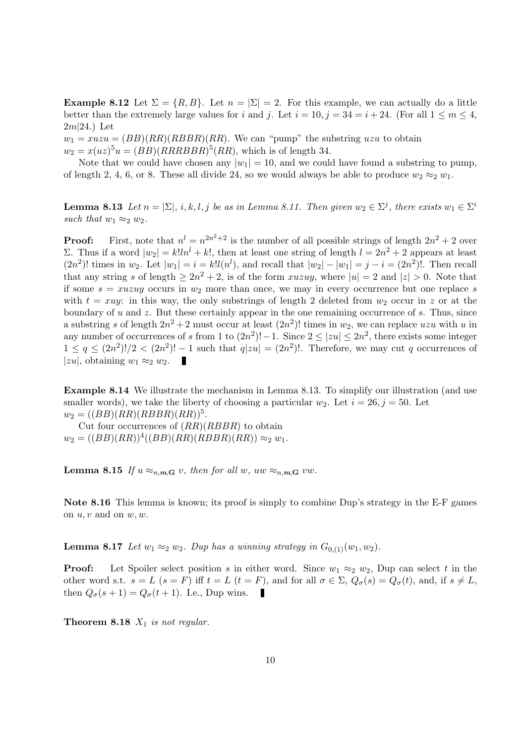**Example 8.12** Let $\Sigma = \{R, B\}$. Let $n = |\Sigma| = 2$. For this example, we can actually do a little better than the extremely large values for $i$ and $j$. Let $i = 10, j = 34 = i + 24$. (For all $1 \leq m \leq 4$, $2m|24$.) Let

$w_1 = xuzu = (BB)(RR)(RBBR)(RR)$. We can "pump" the substring $uzu$ to obtain
$w_2 = x(uz)^5u = (BB)(RRRBBR)^5(RR)$, which is of length 34.

Note that we could have chosen any $|w_1| = 10$, and we could have found a substring to pump, of length 2, 4, 6, or 8. These all divide 24, so we would always be able to produce $w_2 \approx_2 w_1$.

**Lemma 8.13** *Let $n = |\Sigma|$, $i, k, l, j$ be as in Lemma 8.11. Then given $w_2 \in \Sigma^j$, there exists $w_1 \in \Sigma^i$ such that $w_1 \approx_2 w_2$.*

**Proof:** First, note that $n^l = n^{2n^2+2}$ is the number of all possible strings of length $2n^2 + 2$ over $\Sigma$. Thus if a word $|w_2| = k!ln^l + k!$, then at least one string of length $l = 2n^2 + 2$ appears at least $(2n^2)!$ times in $w_2$. Let $|w_1| = i = k!l(n^l)$, and recall that $|w_2| - |w_1| = j - i = (2n^2)!$. Then recall that any string $s$ of length $\geq 2n^2 + 2$, is of the form $xuzuy$, where $|u| = 2$ and $|z| > 0$. Note that if some $s = xuzuy$ occurs in $w_2$ more than once, we may in every occurrence but one replace $s$ with $t = xuy$: in this way, the only substrings of length 2 deleted from $w_2$ occur in $z$ or at the boundary of $u$ and $z$. But these certainly appear in the one remaining occurrence of $s$. Thus, since a substring $s$ of length $2n^2 + 2$ must occur at least $(2n^2)!$ times in $w_2$, we can replace $uzu$ with $u$ in any number of occurrences of $s$ from 1 to $(2n^2)! - 1$. Since $2 \leq |zu| \leq 2n^2$, there exists some integer $1 \leq q \leq (2n^2)!/2 < (2n^2)! - 1$ such that $q|zu| = (2n^2)!$. Therefore, we may cut $q$ occurrences of $|zu|$, obtaining $w_1 \approx_2 w_2$. ∎

**Example 8.14** We illustrate the mechanism in Lemma 8.13. To simplify our illustration (and use smaller words), we take the liberty of choosing a particular $w_2$. Let $i = 26, j = 50$. Let
$w_2 = ((BB)(RR)(RBBR)(RR))^5$.

Cut four occurrences of $(RR)(RBBR)$ to obtain
$w_2 = ((BB)(RR))^4((BB)(RR)(RBBR)(RR)) \approx_2 w_1$.

**Lemma 8.15** *If $u \approx_{n,\mathbf{m},\mathbf{G}} v$, then for all $w$, $uw \approx_{n,\mathbf{m},\mathbf{G}} vw$.*

**Note 8.16** This lemma is known; its proof is simply to combine Dup's strategy in the E-F games on $u, v$ and on $w, w$.

**Lemma 8.17** *Let $w_1 \approx_2 w_2$. Dup has a winning strategy in $G_{0,(1)}(w_1, w_2)$.*

**Proof:** Let Spoiler select position $s$ in either word. Since $w_1 \approx_2 w_2$, Dup can select $t$ in the other word s.t. $s = L$ ($s = F$) iff $t = L$ ($t = F$), and for all $\sigma \in \Sigma$, $Q_\sigma(s) = Q_\sigma(t)$, and, if $s \neq L$, then $Q_\sigma(s + 1) = Q_\sigma(t + 1)$. I.e., Dup wins. ∎

**Theorem 8.18** *$X_1$ is not regular.*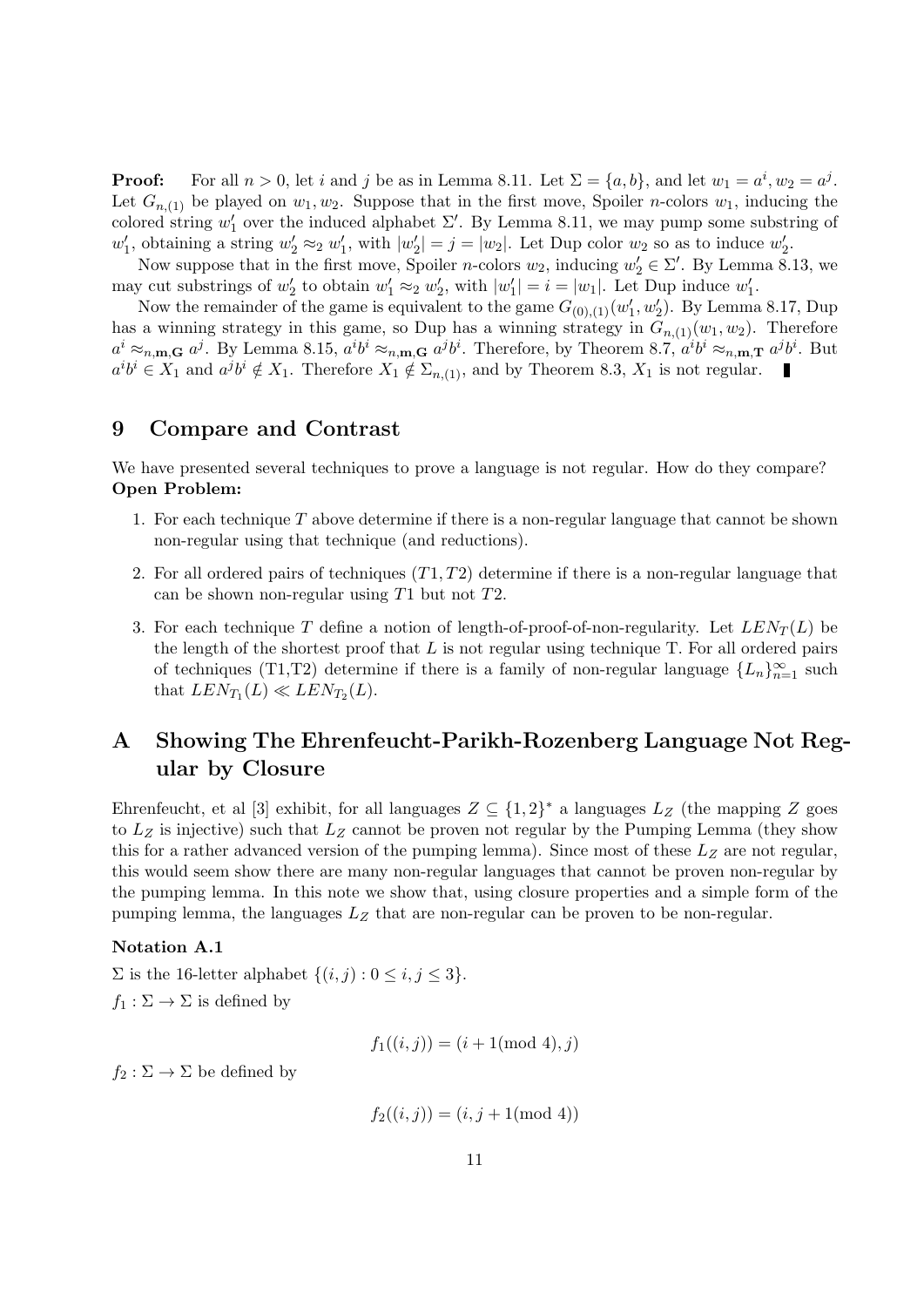**Proof:** For all $n > 0$, let $i$ and $j$ be as in Lemma 8.11. Let $\Sigma = \{a, b\}$, and let $w_1 = a^i, w_2 = a^j$. Let $G_{n,(1)}$ be played on $w_1, w_2$. Suppose that in the first move, Spoiler $n$-colors $w_1$, inducing the colored string $w_1'$ over the induced alphabet $\Sigma'$. By Lemma 8.11, we may pump some substring of $w_1'$, obtaining a string $w_2' \approx_2 w_1'$, with $|w_2'| = j = |w_2|$. Let Dup color $w_2$ so as to induce $w_2'$.

Now suppose that in the first move, Spoiler $n$-colors $w_2$, inducing $w_2' \in \Sigma'$. By Lemma 8.13, we may cut substrings of $w_2'$ to obtain $w_1' \approx_2 w_2'$, with $|w_1'| = i = |w_1|$. Let Dup induce $w_1'$.

Now the remainder of the game is equivalent to the game $G_{(0),(1)}(w_1', w_2')$. By Lemma 8.17, Dup has a winning strategy in this game, so Dup has a winning strategy in $G_{n,(1)}(w_1, w_2)$. Therefore $a^i \approx_{n,\mathbf{m},\mathbf{G}} a^j$. By Lemma 8.15, $a^i b^i \approx_{n,\mathbf{m},\mathbf{G}} a^j b^i$. Therefore, by Theorem 8.7, $a^i b^i \approx_{n,\mathbf{m},\mathbf{T}} a^j b^i$. But $a^i b^i \in X_1$ and $a^j b^i \notin X_1$. Therefore $X_1 \notin \Sigma_{n,(1)}$, and by Theorem 8.3, $X_1$ is not regular. ∎

## 9 Compare and Contrast

We have presented several techniques to prove a language is not regular. How do they compare?
**Open Problem:**

1. For each technique $T$ above determine if there is a non-regular language that cannot be shown non-regular using that technique (and reductions).
2. For all ordered pairs of techniques $(T1, T2)$ determine if there is a non-regular language that can be shown non-regular using $T1$ but not $T2$.
3. For each technique $T$ define a notion of length-of-proof-of-non-regularity. Let $LEN_T(L)$ be the length of the shortest proof that $L$ is not regular using technique T. For all ordered pairs of techniques (T1,T2) determine if there is a family of non-regular language $\{L_n\}_{n=1}^{\infty}$ such that $LEN_{T_1}(L) \ll LEN_{T_2}(L)$.

## A Showing The Ehrenfeucht-Parikh-Rozenberg Language Not Regular by Closure

Ehrenfeucht, et al [3] exhibit, for all languages $Z \subseteq \{1,2\}^*$ a languages $L_Z$ (the mapping $Z$ goes to $L_Z$ is injective) such that $L_Z$ cannot be proven not regular by the Pumping Lemma (they show this for a rather advanced version of the pumping lemma). Since most of these $L_Z$ are not regular, this would seem show there are many non-regular languages that cannot be proven non-regular by the pumping lemma. In this note we show that, using closure properties and a simple form of the pumping lemma, the languages $L_Z$ that are non-regular can be proven to be non-regular.

**Notation A.1**

$\Sigma$ is the 16-letter alphabet $\{(i,j) : 0 \le i, j \le 3\}$.

$f_1 : \Sigma \to \Sigma$ is defined by

$$f_1((i,j)) = (i + 1 (\bmod 4), j)$$

$f_2 : \Sigma \to \Sigma$ be defined by

$$f_2((i,j)) = (i, j + 1 (\bmod 4))$$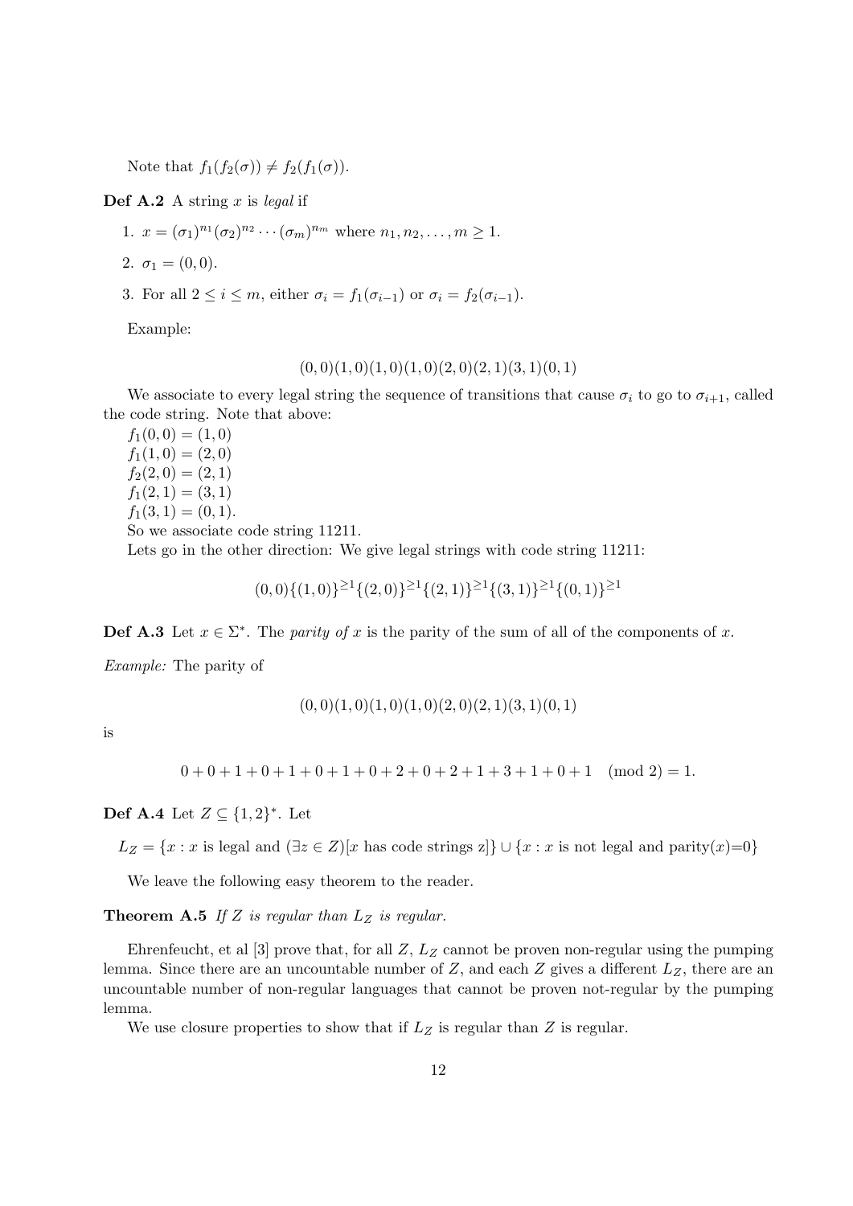Note that $f_1(f_2(\sigma)) \neq f_2(f_1(\sigma))$.

**Def A.2** A string $x$ is *legal* if

1. $x = (\sigma_1)^{n_1}(\sigma_2)^{n_2} \cdots (\sigma_m)^{n_m}$ where $n_1, n_2, \ldots, m \geq 1$.
2. $\sigma_1 = (0, 0)$.
3. For all $2 \leq i \leq m$, either $\sigma_i = f_1(\sigma_{i-1})$ or $\sigma_i = f_2(\sigma_{i-1})$.

Example:

$$(0,0)(1,0)(1,0)(1,0)(2,0)(2,1)(3,1)(0,1)$$

We associate to every legal string the sequence of transitions that cause $\sigma_i$ to go to $\sigma_{i+1}$, called the code string. Note that above:

$f_1(0, 0) = (1, 0)$
$f_1(1, 0) = (2, 0)$
$f_2(2, 0) = (2, 1)$
$f_1(2, 1) = (3, 1)$
$f_1(3, 1) = (0, 1)$.

So we associate code string 11211.

Lets go in the other direction: We give legal strings with code string 11211:

$$(0,0)\{(1,0)\}^{\geq 1}\{(2,0)\}^{\geq 1}\{(2,1)\}^{\geq 1}\{(3,1)\}^{\geq 1}\{(0,1)\}^{\geq 1}$$

**Def A.3** Let $x \in \Sigma^*$. The *parity of* $x$ is the parity of the sum of all of the components of $x$.

*Example:* The parity of

$$(0,0)(1,0)(1,0)(1,0)(2,0)(2,1)(3,1)(0,1)$$

is

$$0+0+1+0+1+0+1+0+2+0+2+1+3+1+0+1 \pmod 2 = 1.$$

**Def A.4** Let $Z \subseteq \{1, 2\}^*$. Let

$$L_Z = \{x : x \text{ is legal and } (\exists z \in Z)[x \text{ has code strings z}]\} \cup \{x : x \text{ is not legal and parity}(x){=}0\}$$

We leave the following easy theorem to the reader.

**Theorem A.5** *If $Z$ is regular than $L_Z$ is regular.*

Ehrenfeucht, et al [3] prove that, for all $Z$, $L_Z$ cannot be proven non-regular using the pumping lemma. Since there are an uncountable number of $Z$, and each $Z$ gives a different $L_Z$, there are an uncountable number of non-regular languages that cannot be proven not-regular by the pumping lemma.

We use closure properties to show that if $L_Z$ is regular than $Z$ is regular.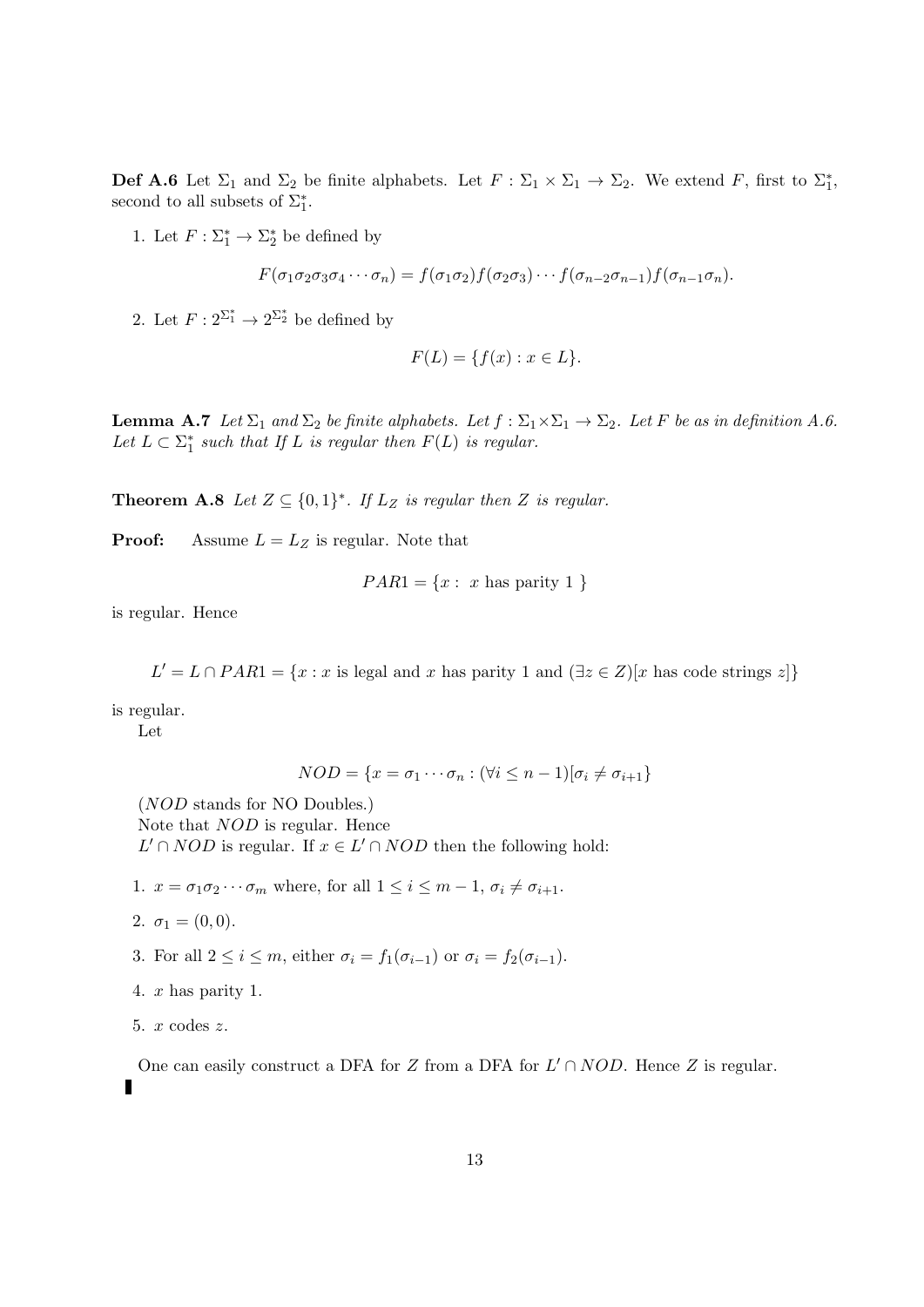**Def A.6** Let $\Sigma_1$ and $\Sigma_2$ be finite alphabets. Let $F : \Sigma_1 \times \Sigma_1 \rightarrow \Sigma_2$. We extend $F$, first to $\Sigma_1^*$, second to all subsets of $\Sigma_1^*$.

1. Let $F : \Sigma_1^* \rightarrow \Sigma_2^*$ be defined by

$$F(\sigma_1\sigma_2\sigma_3\sigma_4 \cdots \sigma_n) = f(\sigma_1\sigma_2)f(\sigma_2\sigma_3) \cdots f(\sigma_{n-2}\sigma_{n-1})f(\sigma_{n-1}\sigma_n).$$

2. Let $F : 2^{\Sigma_1^*} \rightarrow 2^{\Sigma_2^*}$ be defined by

$$F(L) = \{f(x) : x \in L\}.$$

**Lemma A.7** *Let $\Sigma_1$ and $\Sigma_2$ be finite alphabets. Let $f : \Sigma_1 \times \Sigma_1 \rightarrow \Sigma_2$. Let $F$ be as in definition A.6. Let $L \subset \Sigma_1^*$ such that If $L$ is regular then $F(L)$ is regular.*

**Theorem A.8** *Let $Z \subseteq \{0,1\}^*$. If $L_Z$ is regular then $Z$ is regular.*

**Proof:** Assume $L = L_Z$ is regular. Note that

$$PAR1 = \{x : \ x \text{ has parity } 1 \ \}$$

is regular. Hence

$$L' = L \cap PAR1 = \{x : x \text{ is legal and } x \text{ has parity 1 and } (\exists z \in Z)[x \text{ has code strings } z]\}$$

is regular.

Let

$$NOD = \{x = \sigma_1 \cdots \sigma_n : (\forall i \leq n-1)[\sigma_i \neq \sigma_{i+1}\}$$

($NOD$ stands for NO Doubles.)

Note that $NOD$ is regular. Hence

$L' \cap NOD$ is regular. If $x \in L' \cap NOD$ then the following hold:

1. $x = \sigma_1\sigma_2 \cdots \sigma_m$ where, for all $1 \leq i \leq m-1$, $\sigma_i \neq \sigma_{i+1}$.
2. $\sigma_1 = (0,0)$.
3. For all $2 \leq i \leq m$, either $\sigma_i = f_1(\sigma_{i-1})$ or $\sigma_i = f_2(\sigma_{i-1})$.
4. $x$ has parity 1.
5. $x$ codes $z$.

One can easily construct a DFA for $Z$ from a DFA for $L' \cap NOD$. Hence $Z$ is regular.

∎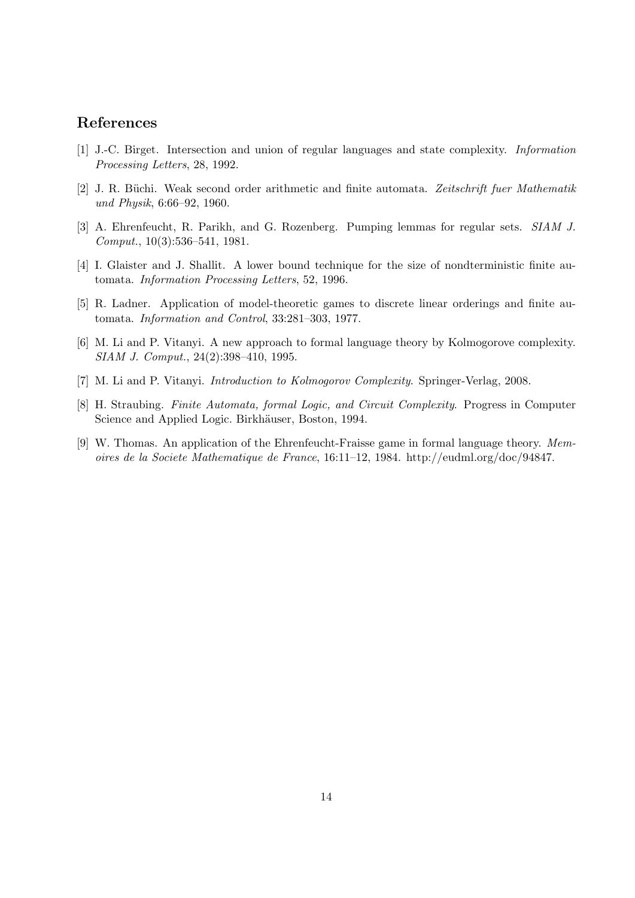## References

[1] J.-C. Birget. Intersection and union of regular languages and state complexity. *Information Processing Letters*, 28, 1992.

[2] J. R. Büchi. Weak second order arithmetic and finite automata. *Zeitschrift fuer Mathematik und Physik*, 6:66–92, 1960.

[3] A. Ehrenfeucht, R. Parikh, and G. Rozenberg. Pumping lemmas for regular sets. *SIAM J. Comput.*, 10(3):536–541, 1981.

[4] I. Glaister and J. Shallit. A lower bound technique for the size of nondterministic finite automata. *Information Processing Letters*, 52, 1996.

[5] R. Ladner. Application of model-theoretic games to discrete linear orderings and finite automata. *Information and Control*, 33:281–303, 1977.

[6] M. Li and P. Vitanyi. A new approach to formal language theory by Kolmogorove complexity. *SIAM J. Comput.*, 24(2):398–410, 1995.

[7] M. Li and P. Vitanyi. *Introduction to Kolmogorov Complexity*. Springer-Verlag, 2008.

[8] H. Straubing. *Finite Automata, formal Logic, and Circuit Complexity*. Progress in Computer Science and Applied Logic. Birkhäuser, Boston, 1994.

[9] W. Thomas. An application of the Ehrenfeucht-Fraisse game in formal language theory. *Memoires de la Societe Mathematique de France*, 16:11–12, 1984. http://eudml.org/doc/94847.